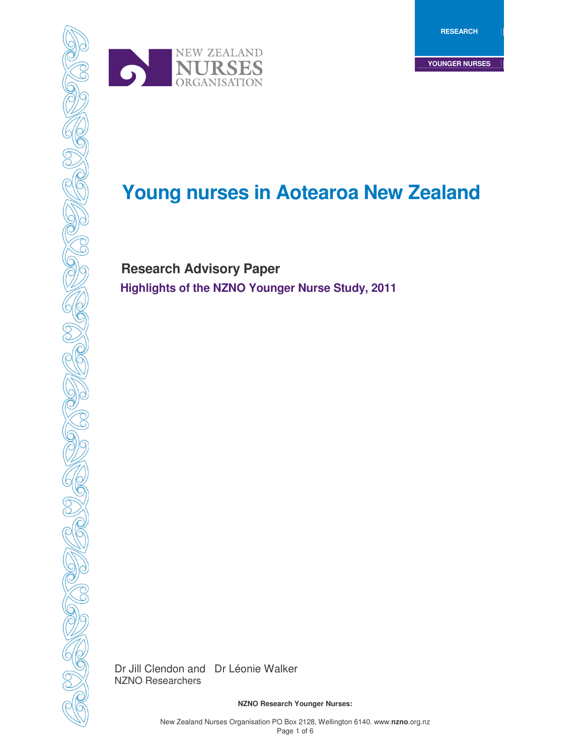RESEARCH

YOUNGER NURSES

# Young nurses in Aotearoa New Zealand

## Research Advisory Paper

### Highlights of the NZNO Younger Nurse Study, 2011

Dr Jill Clendon and Dr Léonie Walker
NZNO Researchers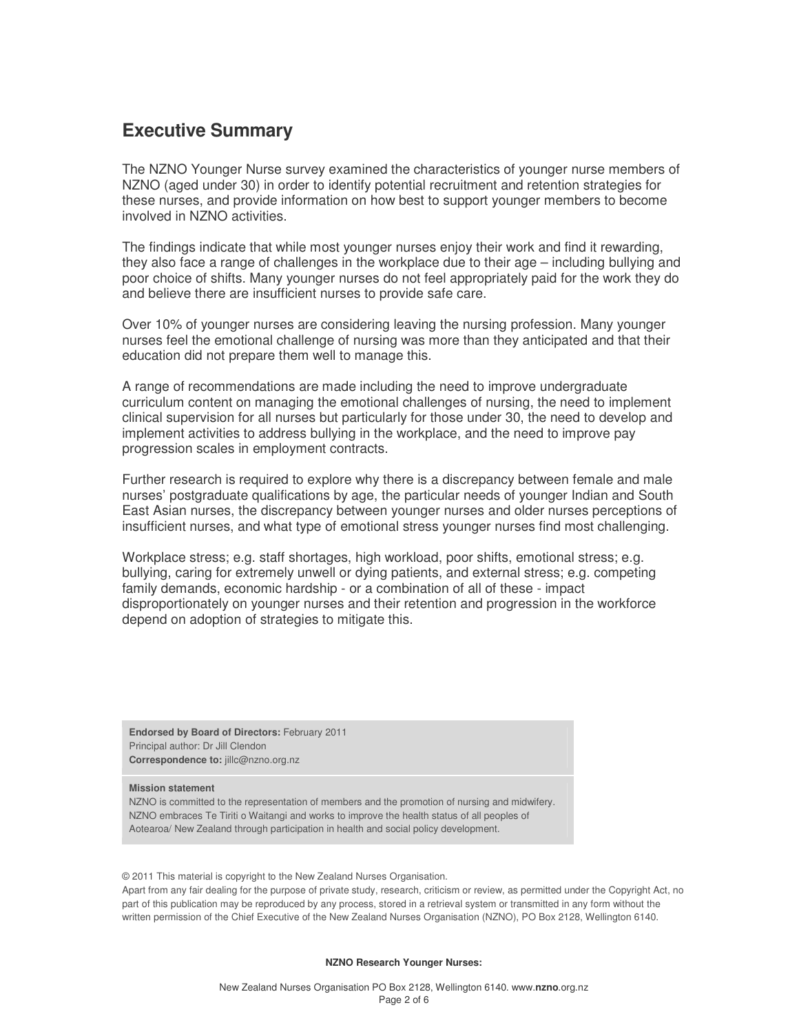## Executive Summary

The NZNO Younger Nurse survey examined the characteristics of younger nurse members of NZNO (aged under 30) in order to identify potential recruitment and retention strategies for these nurses, and provide information on how best to support younger members to become involved in NZNO activities.

The findings indicate that while most younger nurses enjoy their work and find it rewarding, they also face a range of challenges in the workplace due to their age – including bullying and poor choice of shifts. Many younger nurses do not feel appropriately paid for the work they do and believe there are insufficient nurses to provide safe care.

Over 10% of younger nurses are considering leaving the nursing profession. Many younger nurses feel the emotional challenge of nursing was more than they anticipated and that their education did not prepare them well to manage this.

A range of recommendations are made including the need to improve undergraduate curriculum content on managing the emotional challenges of nursing, the need to implement clinical supervision for all nurses but particularly for those under 30, the need to develop and implement activities to address bullying in the workplace, and the need to improve pay progression scales in employment contracts.

Further research is required to explore why there is a discrepancy between female and male nurses' postgraduate qualifications by age, the particular needs of younger Indian and South East Asian nurses, the discrepancy between younger nurses and older nurses perceptions of insufficient nurses, and what type of emotional stress younger nurses find most challenging.

Workplace stress; e.g. staff shortages, high workload, poor shifts, emotional stress; e.g. bullying, caring for extremely unwell or dying patients, and external stress; e.g. competing family demands, economic hardship - or a combination of all of these - impact disproportionately on younger nurses and their retention and progression in the workforce depend on adoption of strategies to mitigate this.

**Endorsed by Board of Directors:** February 2011
Principal author: Dr Jill Clendon
**Correspondence to:** jillc@nzno.org.nz

**Mission statement**
NZNO is committed to the representation of members and the promotion of nursing and midwifery. NZNO embraces Te Tiriti o Waitangi and works to improve the health status of all peoples of Aotearoa/ New Zealand through participation in health and social policy development.

© 2011 This material is copyright to the New Zealand Nurses Organisation.
Apart from any fair dealing for the purpose of private study, research, criticism or review, as permitted under the Copyright Act, no part of this publication may be reproduced by any process, stored in a retrieval system or transmitted in any form without the written permission of the Chief Executive of the New Zealand Nurses Organisation (NZNO), PO Box 2128, Wellington 6140.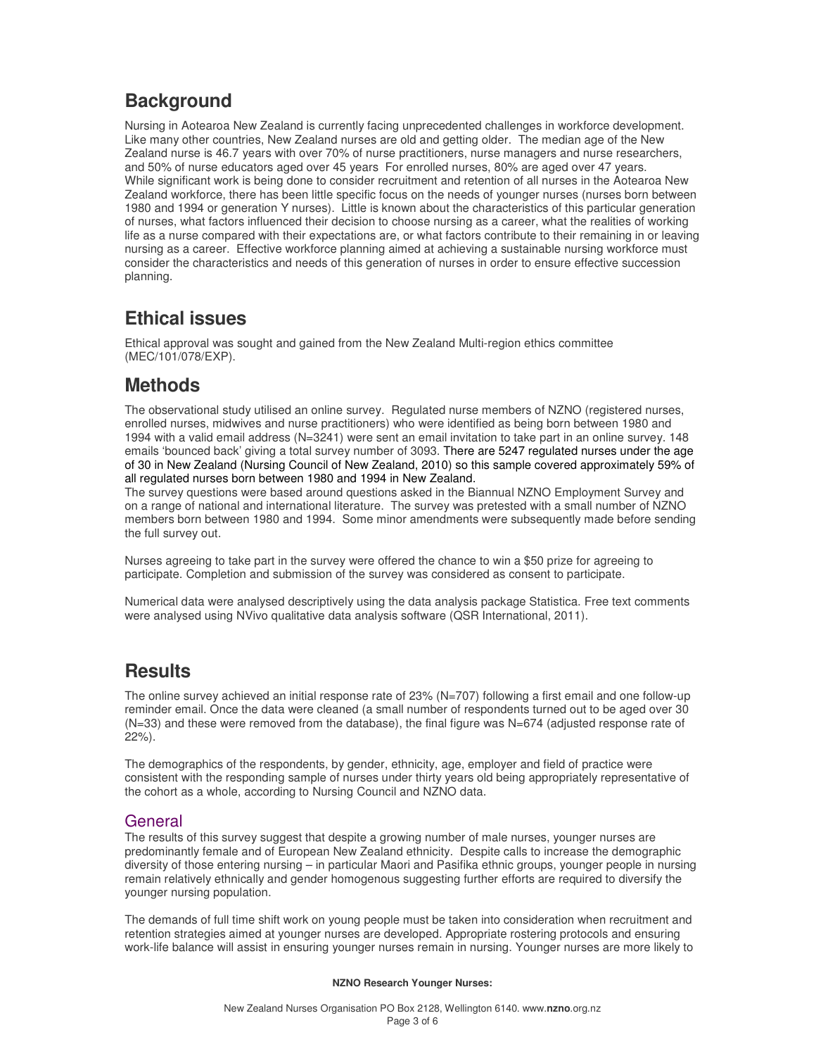## Background

Nursing in Aotearoa New Zealand is currently facing unprecedented challenges in workforce development. Like many other countries, New Zealand nurses are old and getting older. The median age of the New Zealand nurse is 46.7 years with over 70% of nurse practitioners, nurse managers and nurse researchers, and 50% of nurse educators aged over 45 years For enrolled nurses, 80% are aged over 47 years. While significant work is being done to consider recruitment and retention of all nurses in the Aotearoa New Zealand workforce, there has been little specific focus on the needs of younger nurses (nurses born between 1980 and 1994 or generation Y nurses). Little is known about the characteristics of this particular generation of nurses, what factors influenced their decision to choose nursing as a career, what the realities of working life as a nurse compared with their expectations are, or what factors contribute to their remaining in or leaving nursing as a career. Effective workforce planning aimed at achieving a sustainable nursing workforce must consider the characteristics and needs of this generation of nurses in order to ensure effective succession planning.

## Ethical issues

Ethical approval was sought and gained from the New Zealand Multi-region ethics committee (MEC/101/078/EXP).

## Methods

The observational study utilised an online survey. Regulated nurse members of NZNO (registered nurses, enrolled nurses, midwives and nurse practitioners) who were identified as being born between 1980 and 1994 with a valid email address (N=3241) were sent an email invitation to take part in an online survey. 148 emails 'bounced back' giving a total survey number of 3093. There are 5247 regulated nurses under the age of 30 in New Zealand (Nursing Council of New Zealand, 2010) so this sample covered approximately 59% of all regulated nurses born between 1980 and 1994 in New Zealand.
The survey questions were based around questions asked in the Biannual NZNO Employment Survey and on a range of national and international literature. The survey was pretested with a small number of NZNO members born between 1980 and 1994. Some minor amendments were subsequently made before sending the full survey out.

Nurses agreeing to take part in the survey were offered the chance to win a $50 prize for agreeing to participate. Completion and submission of the survey was considered as consent to participate.

Numerical data were analysed descriptively using the data analysis package Statistica. Free text comments were analysed using NVivo qualitative data analysis software (QSR International, 2011).

## Results

The online survey achieved an initial response rate of 23% (N=707) following a first email and one follow-up reminder email. Once the data were cleaned (a small number of respondents turned out to be aged over 30 (N=33) and these were removed from the database), the final figure was N=674 (adjusted response rate of 22%).

The demographics of the respondents, by gender, ethnicity, age, employer and field of practice were consistent with the responding sample of nurses under thirty years old being appropriately representative of the cohort as a whole, according to Nursing Council and NZNO data.

### General

The results of this survey suggest that despite a growing number of male nurses, younger nurses are predominantly female and of European New Zealand ethnicity. Despite calls to increase the demographic diversity of those entering nursing – in particular Maori and Pasifika ethnic groups, younger people in nursing remain relatively ethnically and gender homogenous suggesting further efforts are required to diversify the younger nursing population.

The demands of full time shift work on young people must be taken into consideration when recruitment and retention strategies aimed at younger nurses are developed. Appropriate rostering protocols and ensuring work-life balance will assist in ensuring younger nurses remain in nursing. Younger nurses are more likely to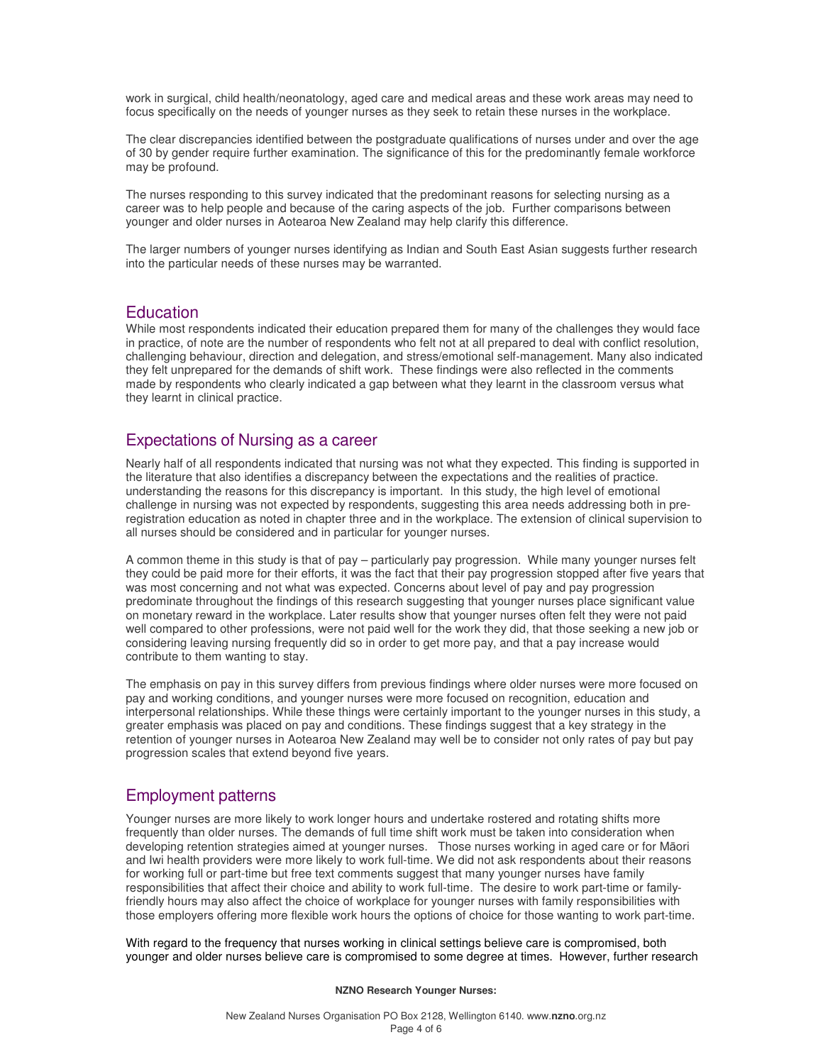work in surgical, child health/neonatology, aged care and medical areas and these work areas may need to focus specifically on the needs of younger nurses as they seek to retain these nurses in the workplace.

The clear discrepancies identified between the postgraduate qualifications of nurses under and over the age of 30 by gender require further examination. The significance of this for the predominantly female workforce may be profound.

The nurses responding to this survey indicated that the predominant reasons for selecting nursing as a career was to help people and because of the caring aspects of the job. Further comparisons between younger and older nurses in Aotearoa New Zealand may help clarify this difference.

The larger numbers of younger nurses identifying as Indian and South East Asian suggests further research into the particular needs of these nurses may be warranted.

## Education

While most respondents indicated their education prepared them for many of the challenges they would face in practice, of note are the number of respondents who felt not at all prepared to deal with conflict resolution, challenging behaviour, direction and delegation, and stress/emotional self-management. Many also indicated they felt unprepared for the demands of shift work. These findings were also reflected in the comments made by respondents who clearly indicated a gap between what they learnt in the classroom versus what they learnt in clinical practice.

## Expectations of Nursing as a career

Nearly half of all respondents indicated that nursing was not what they expected. This finding is supported in the literature that also identifies a discrepancy between the expectations and the realities of practice. understanding the reasons for this discrepancy is important. In this study, the high level of emotional challenge in nursing was not expected by respondents, suggesting this area needs addressing both in pre-registration education as noted in chapter three and in the workplace. The extension of clinical supervision to all nurses should be considered and in particular for younger nurses.

A common theme in this study is that of pay – particularly pay progression. While many younger nurses felt they could be paid more for their efforts, it was the fact that their pay progression stopped after five years that was most concerning and not what was expected. Concerns about level of pay and pay progression predominate throughout the findings of this research suggesting that younger nurses place significant value on monetary reward in the workplace. Later results show that younger nurses often felt they were not paid well compared to other professions, were not paid well for the work they did, that those seeking a new job or considering leaving nursing frequently did so in order to get more pay, and that a pay increase would contribute to them wanting to stay.

The emphasis on pay in this survey differs from previous findings where older nurses were more focused on pay and working conditions, and younger nurses were more focused on recognition, education and interpersonal relationships. While these things were certainly important to the younger nurses in this study, a greater emphasis was placed on pay and conditions. These findings suggest that a key strategy in the retention of younger nurses in Aotearoa New Zealand may well be to consider not only rates of pay but pay progression scales that extend beyond five years.

## Employment patterns

Younger nurses are more likely to work longer hours and undertake rostered and rotating shifts more frequently than older nurses. The demands of full time shift work must be taken into consideration when developing retention strategies aimed at younger nurses. Those nurses working in aged care or for Māori and Iwi health providers were more likely to work full-time. We did not ask respondents about their reasons for working full or part-time but free text comments suggest that many younger nurses have family responsibilities that affect their choice and ability to work full-time. The desire to work part-time or family-friendly hours may also affect the choice of workplace for younger nurses with family responsibilities with those employers offering more flexible work hours the options of choice for those wanting to work part-time.

With regard to the frequency that nurses working in clinical settings believe care is compromised, both younger and older nurses believe care is compromised to some degree at times. However, further research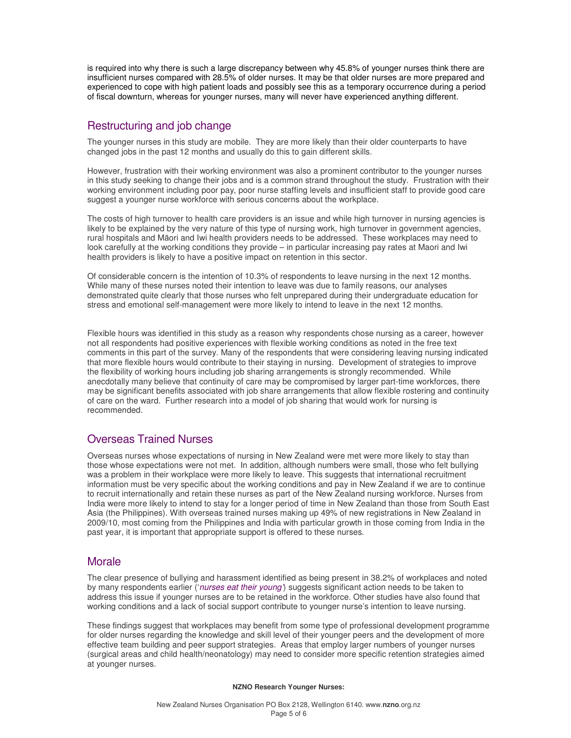is required into why there is such a large discrepancy between why 45.8% of younger nurses think there are insufficient nurses compared with 28.5% of older nurses. It may be that older nurses are more prepared and experienced to cope with high patient loads and possibly see this as a temporary occurrence during a period of fiscal downturn, whereas for younger nurses, many will never have experienced anything different.

## Restructuring and job change

The younger nurses in this study are mobile. They are more likely than their older counterparts to have changed jobs in the past 12 months and usually do this to gain different skills.

However, frustration with their working environment was also a prominent contributor to the younger nurses in this study seeking to change their jobs and is a common strand throughout the study. Frustration with their working environment including poor pay, poor nurse staffing levels and insufficient staff to provide good care suggest a younger nurse workforce with serious concerns about the workplace.

The costs of high turnover to health care providers is an issue and while high turnover in nursing agencies is likely to be explained by the very nature of this type of nursing work, high turnover in government agencies, rural hospitals and Māori and Iwi health providers needs to be addressed. These workplaces may need to look carefully at the working conditions they provide – in particular increasing pay rates at Maori and Iwi health providers is likely to have a positive impact on retention in this sector.

Of considerable concern is the intention of 10.3% of respondents to leave nursing in the next 12 months. While many of these nurses noted their intention to leave was due to family reasons, our analyses demonstrated quite clearly that those nurses who felt unprepared during their undergraduate education for stress and emotional self-management were more likely to intend to leave in the next 12 months.

Flexible hours was identified in this study as a reason why respondents chose nursing as a career, however not all respondents had positive experiences with flexible working conditions as noted in the free text comments in this part of the survey. Many of the respondents that were considering leaving nursing indicated that more flexible hours would contribute to their staying in nursing. Development of strategies to improve the flexibility of working hours including job sharing arrangements is strongly recommended. While anecdotally many believe that continuity of care may be compromised by larger part-time workforces, there may be significant benefits associated with job share arrangements that allow flexible rostering and continuity of care on the ward. Further research into a model of job sharing that would work for nursing is recommended.

## Overseas Trained Nurses

Overseas nurses whose expectations of nursing in New Zealand were met were more likely to stay than those whose expectations were not met. In addition, although numbers were small, those who felt bullying was a problem in their workplace were more likely to leave. This suggests that international recruitment information must be very specific about the working conditions and pay in New Zealand if we are to continue to recruit internationally and retain these nurses as part of the New Zealand nursing workforce. Nurses from India were more likely to intend to stay for a longer period of time in New Zealand than those from South East Asia (the Philippines). With overseas trained nurses making up 49% of new registrations in New Zealand in 2009/10, most coming from the Philippines and India with particular growth in those coming from India in the past year, it is important that appropriate support is offered to these nurses.

## Morale

The clear presence of bullying and harassment identified as being present in 38.2% of workplaces and noted by many respondents earlier ('*nurses eat their young*') suggests significant action needs to be taken to address this issue if younger nurses are to be retained in the workforce. Other studies have also found that working conditions and a lack of social support contribute to younger nurse's intention to leave nursing.

These findings suggest that workplaces may benefit from some type of professional development programme for older nurses regarding the knowledge and skill level of their younger peers and the development of more effective team building and peer support strategies. Areas that employ larger numbers of younger nurses (surgical areas and child health/neonatology) may need to consider more specific retention strategies aimed at younger nurses.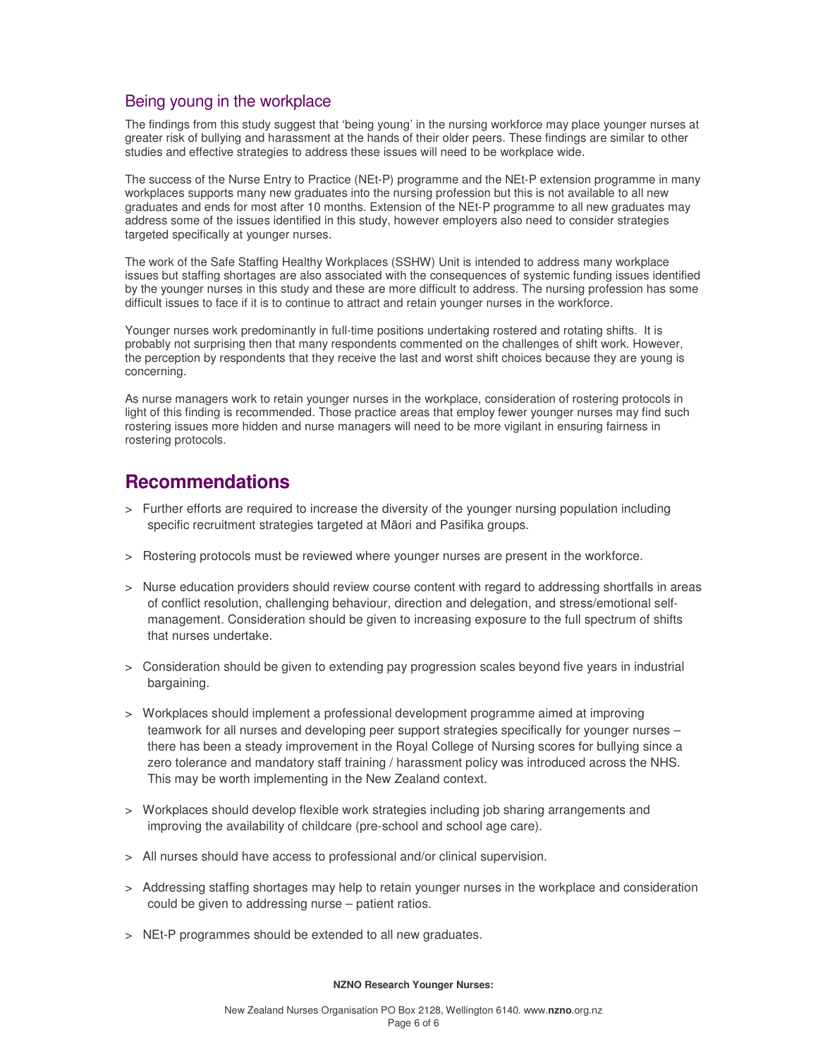## Being young in the workplace

The findings from this study suggest that 'being young' in the nursing workforce may place younger nurses at greater risk of bullying and harassment at the hands of their older peers. These findings are similar to other studies and effective strategies to address these issues will need to be workplace wide.

The success of the Nurse Entry to Practice (NEt-P) programme and the NEt-P extension programme in many workplaces supports many new graduates into the nursing profession but this is not available to all new graduates and ends for most after 10 months. Extension of the NEt-P programme to all new graduates may address some of the issues identified in this study, however employers also need to consider strategies targeted specifically at younger nurses.

The work of the Safe Staffing Healthy Workplaces (SSHW) Unit is intended to address many workplace issues but staffing shortages are also associated with the consequences of systemic funding issues identified by the younger nurses in this study and these are more difficult to address. The nursing profession has some difficult issues to face if it is to continue to attract and retain younger nurses in the workforce.

Younger nurses work predominantly in full-time positions undertaking rostered and rotating shifts. It is probably not surprising then that many respondents commented on the challenges of shift work. However, the perception by respondents that they receive the last and worst shift choices because they are young is concerning.

As nurse managers work to retain younger nurses in the workplace, consideration of rostering protocols in light of this finding is recommended. Those practice areas that employ fewer younger nurses may find such rostering issues more hidden and nurse managers will need to be more vigilant in ensuring fairness in rostering protocols.

# Recommendations

> Further efforts are required to increase the diversity of the younger nursing population including specific recruitment strategies targeted at Māori and Pasifika groups.

> Rostering protocols must be reviewed where younger nurses are present in the workforce.

> Nurse education providers should review course content with regard to addressing shortfalls in areas of conflict resolution, challenging behaviour, direction and delegation, and stress/emotional self-management. Consideration should be given to increasing exposure to the full spectrum of shifts that nurses undertake.

> Consideration should be given to extending pay progression scales beyond five years in industrial bargaining.

> Workplaces should implement a professional development programme aimed at improving teamwork for all nurses and developing peer support strategies specifically for younger nurses – there has been a steady improvement in the Royal College of Nursing scores for bullying since a zero tolerance and mandatory staff training / harassment policy was introduced across the NHS. This may be worth implementing in the New Zealand context.

> Workplaces should develop flexible work strategies including job sharing arrangements and improving the availability of childcare (pre-school and school age care).

> All nurses should have access to professional and/or clinical supervision.

> Addressing staffing shortages may help to retain younger nurses in the workplace and consideration could be given to addressing nurse – patient ratios.

> NEt-P programmes should be extended to all new graduates.